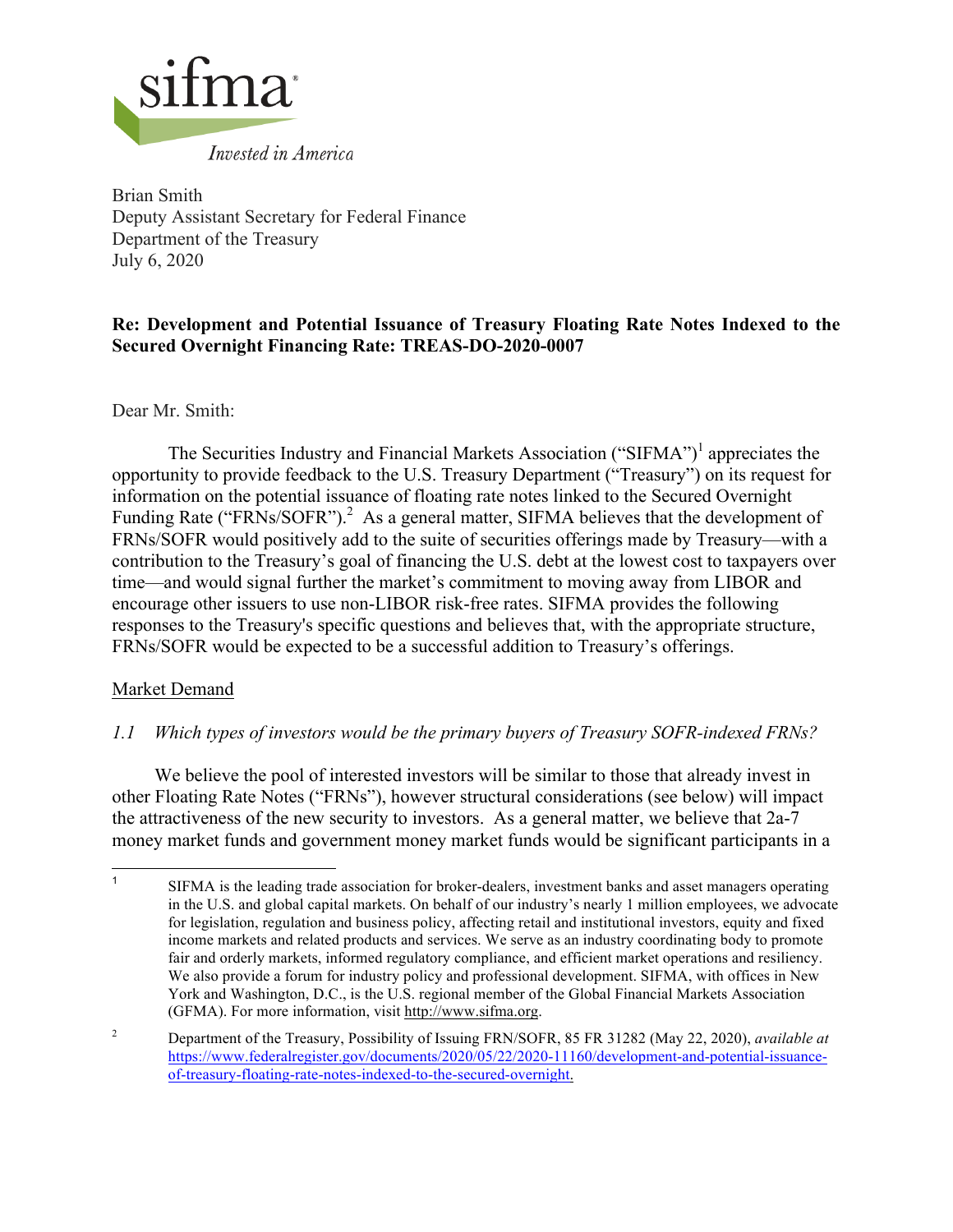sifma

*Invested in America*

Brian Smith
Deputy Assistant Secretary for Federal Finance
Department of the Treasury
July 6, 2020

**Re: Development and Potential Issuance of Treasury Floating Rate Notes Indexed to the Secured Overnight Financing Rate: TREAS-DO-2020-0007**

Dear Mr. Smith:

The Securities Industry and Financial Markets Association ("SIFMA")[1] appreciates the opportunity to provide feedback to the U.S. Treasury Department ("Treasury") on its request for information on the potential issuance of floating rate notes linked to the Secured Overnight Funding Rate ("FRNs/SOFR").[2] As a general matter, SIFMA believes that the development of FRNs/SOFR would positively add to the suite of securities offerings made by Treasury—with a contribution to the Treasury's goal of financing the U.S. debt at the lowest cost to taxpayers over time—and would signal further the market's commitment to moving away from LIBOR and encourage other issuers to use non-LIBOR risk-free rates. SIFMA provides the following responses to the Treasury's specific questions and believes that, with the appropriate structure, FRNs/SOFR would be expected to be a successful addition to Treasury's offerings.

Market Demand

*1.1 Which types of investors would be the primary buyers of Treasury SOFR-indexed FRNs?*

We believe the pool of interested investors will be similar to those that already invest in other Floating Rate Notes ("FRNs"), however structural considerations (see below) will impact the attractiveness of the new security to investors. As a general matter, we believe that 2a-7 money market funds and government money market funds would be significant participants in a

---

[1] SIFMA is the leading trade association for broker-dealers, investment banks and asset managers operating in the U.S. and global capital markets. On behalf of our industry's nearly 1 million employees, we advocate for legislation, regulation and business policy, affecting retail and institutional investors, equity and fixed income markets and related products and services. We serve as an industry coordinating body to promote fair and orderly markets, informed regulatory compliance, and efficient market operations and resiliency. We also provide a forum for industry policy and professional development. SIFMA, with offices in New York and Washington, D.C., is the U.S. regional member of the Global Financial Markets Association (GFMA). For more information, visit http://www.sifma.org.

[2] Department of the Treasury, Possibility of Issuing FRN/SOFR, 85 FR 31282 (May 22, 2020), *available at* https://www.federalregister.gov/documents/2020/05/22/2020-11160/development-and-potential-issuance-of-treasury-floating-rate-notes-indexed-to-the-secured-overnight.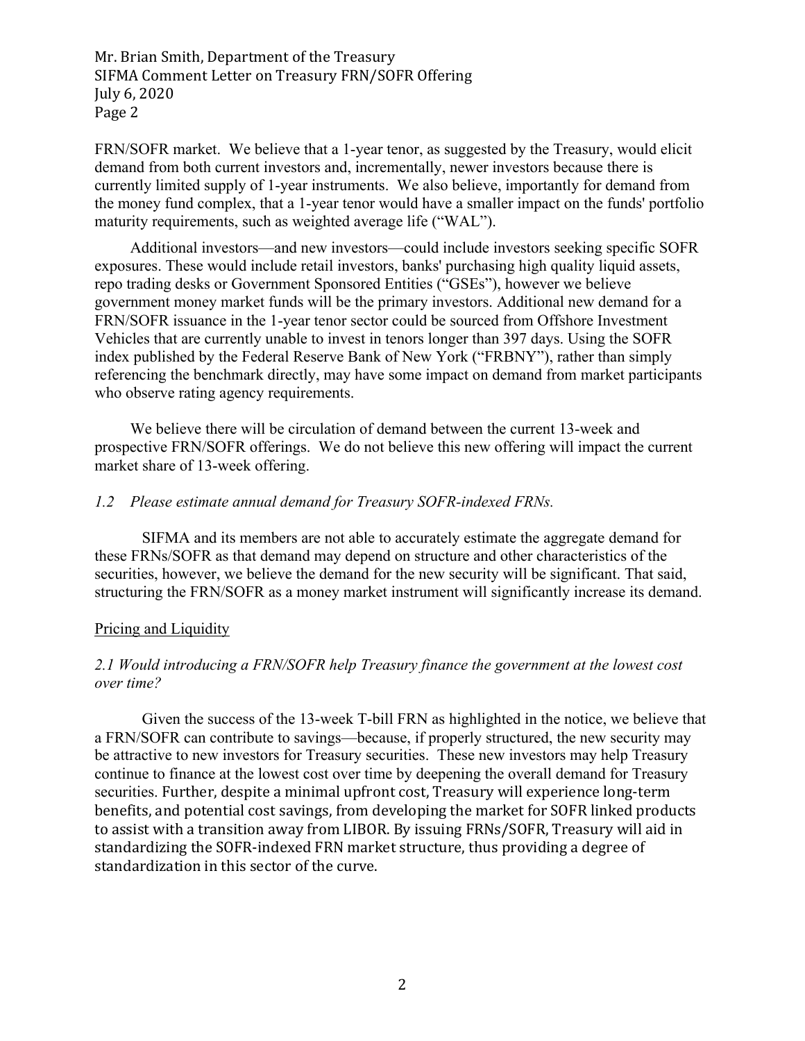FRN/SOFR market. We believe that a 1-year tenor, as suggested by the Treasury, would elicit demand from both current investors and, incrementally, newer investors because there is currently limited supply of 1-year instruments. We also believe, importantly for demand from the money fund complex, that a 1-year tenor would have a smaller impact on the funds' portfolio maturity requirements, such as weighted average life ("WAL").

Additional investors—and new investors—could include investors seeking specific SOFR exposures. These would include retail investors, banks' purchasing high quality liquid assets, repo trading desks or Government Sponsored Entities ("GSEs"), however we believe government money market funds will be the primary investors. Additional new demand for a FRN/SOFR issuance in the 1-year tenor sector could be sourced from Offshore Investment Vehicles that are currently unable to invest in tenors longer than 397 days. Using the SOFR index published by the Federal Reserve Bank of New York ("FRBNY"), rather than simply referencing the benchmark directly, may have some impact on demand from market participants who observe rating agency requirements.

We believe there will be circulation of demand between the current 13-week and prospective FRN/SOFR offerings. We do not believe this new offering will impact the current market share of 13-week offering.

*1.2 Please estimate annual demand for Treasury SOFR-indexed FRNs.*

SIFMA and its members are not able to accurately estimate the aggregate demand for these FRNs/SOFR as that demand may depend on structure and other characteristics of the securities, however, we believe the demand for the new security will be significant. That said, structuring the FRN/SOFR as a money market instrument will significantly increase its demand.

<u>Pricing and Liquidity</u>

*2.1 Would introducing a FRN/SOFR help Treasury finance the government at the lowest cost over time?*

Given the success of the 13-week T-bill FRN as highlighted in the notice, we believe that a FRN/SOFR can contribute to savings—because, if properly structured, the new security may be attractive to new investors for Treasury securities. These new investors may help Treasury continue to finance at the lowest cost over time by deepening the overall demand for Treasury securities. Further, despite a minimal upfront cost, Treasury will experience long-term benefits, and potential cost savings, from developing the market for SOFR linked products to assist with a transition away from LIBOR. By issuing FRNs/SOFR, Treasury will aid in standardizing the SOFR-indexed FRN market structure, thus providing a degree of standardization in this sector of the curve.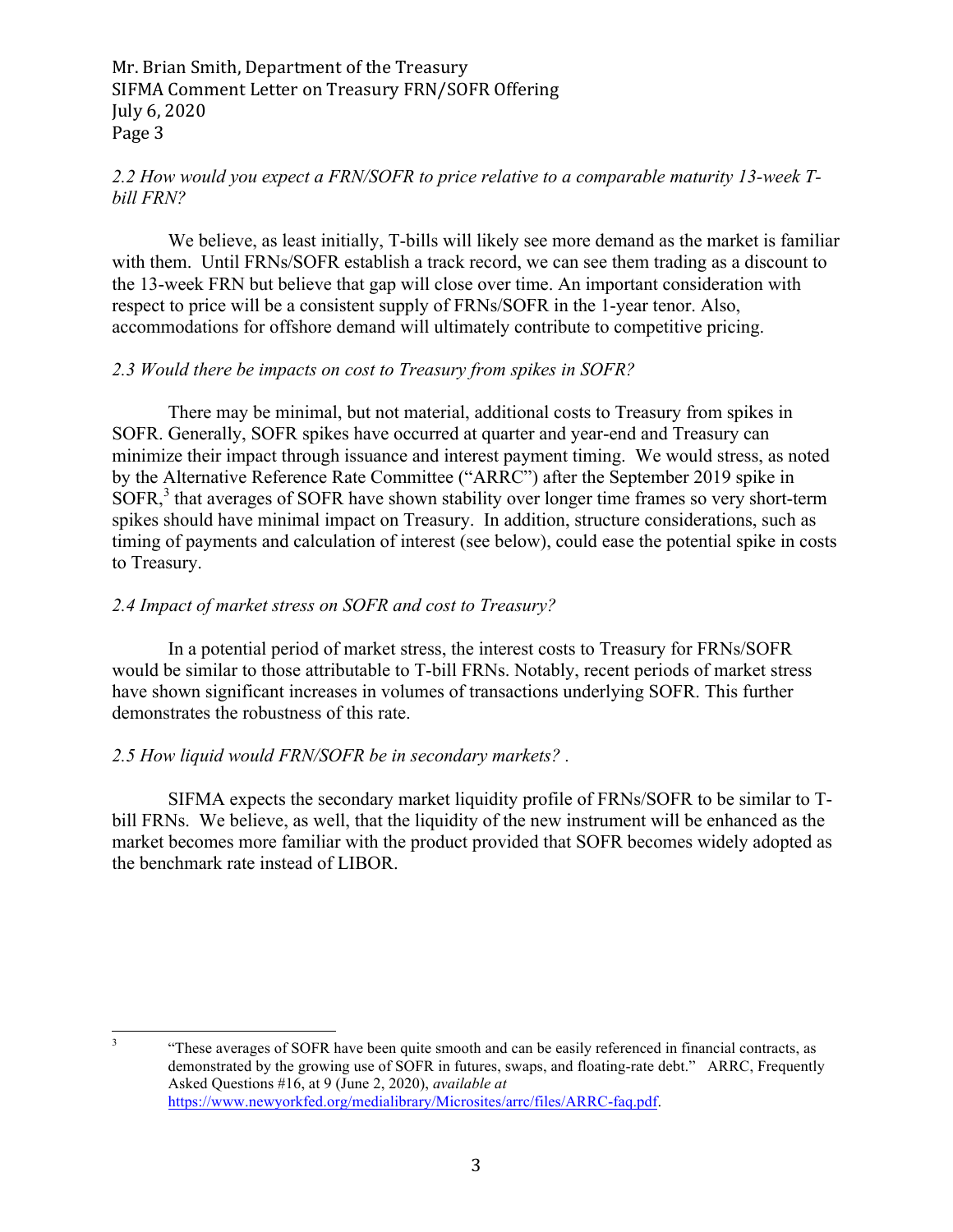*2.2 How would you expect a FRN/SOFR to price relative to a comparable maturity 13-week T-bill FRN?*

We believe, as least initially, T-bills will likely see more demand as the market is familiar with them. Until FRNs/SOFR establish a track record, we can see them trading as a discount to the 13-week FRN but believe that gap will close over time. An important consideration with respect to price will be a consistent supply of FRNs/SOFR in the 1-year tenor. Also, accommodations for offshore demand will ultimately contribute to competitive pricing.

*2.3 Would there be impacts on cost to Treasury from spikes in SOFR?*

There may be minimal, but not material, additional costs to Treasury from spikes in SOFR. Generally, SOFR spikes have occurred at quarter and year-end and Treasury can minimize their impact through issuance and interest payment timing. We would stress, as noted by the Alternative Reference Rate Committee ("ARRC") after the September 2019 spike in SOFR,[3] that averages of SOFR have shown stability over longer time frames so very short-term spikes should have minimal impact on Treasury. In addition, structure considerations, such as timing of payments and calculation of interest (see below), could ease the potential spike in costs to Treasury.

*2.4 Impact of market stress on SOFR and cost to Treasury?*

In a potential period of market stress, the interest costs to Treasury for FRNs/SOFR would be similar to those attributable to T-bill FRNs. Notably, recent periods of market stress have shown significant increases in volumes of transactions underlying SOFR. This further demonstrates the robustness of this rate.

*2.5 How liquid would FRN/SOFR be in secondary markets? .*

SIFMA expects the secondary market liquidity profile of FRNs/SOFR to be similar to T-bill FRNs. We believe, as well, that the liquidity of the new instrument will be enhanced as the market becomes more familiar with the product provided that SOFR becomes widely adopted as the benchmark rate instead of LIBOR.

---

[3] "These averages of SOFR have been quite smooth and can be easily referenced in financial contracts, as demonstrated by the growing use of SOFR in futures, swaps, and floating-rate debt." ARRC, Frequently Asked Questions #16, at 9 (June 2, 2020), *available at* https://www.newyorkfed.org/medialibrary/Microsites/arrc/files/ARRC-faq.pdf.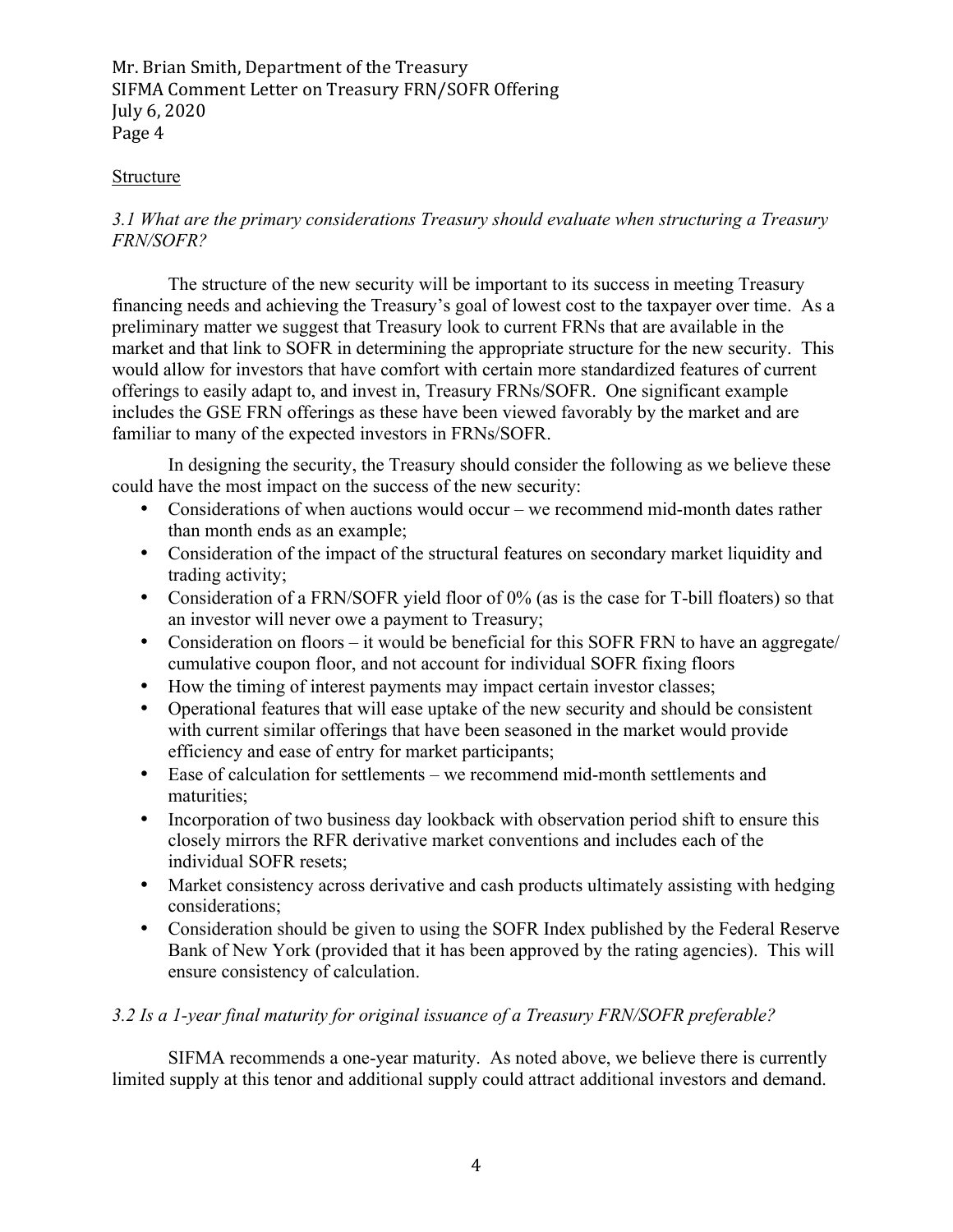## Structure

*3.1 What are the primary considerations Treasury should evaluate when structuring a Treasury FRN/SOFR?*

The structure of the new security will be important to its success in meeting Treasury financing needs and achieving the Treasury's goal of lowest cost to the taxpayer over time. As a preliminary matter we suggest that Treasury look to current FRNs that are available in the market and that link to SOFR in determining the appropriate structure for the new security. This would allow for investors that have comfort with certain more standardized features of current offerings to easily adapt to, and invest in, Treasury FRNs/SOFR. One significant example includes the GSE FRN offerings as these have been viewed favorably by the market and are familiar to many of the expected investors in FRNs/SOFR.

In designing the security, the Treasury should consider the following as we believe these could have the most impact on the success of the new security:

- Considerations of when auctions would occur – we recommend mid-month dates rather than month ends as an example;
- Consideration of the impact of the structural features on secondary market liquidity and trading activity;
- Consideration of a FRN/SOFR yield floor of 0% (as is the case for T-bill floaters) so that an investor will never owe a payment to Treasury;
- Consideration on floors – it would be beneficial for this SOFR FRN to have an aggregate/ cumulative coupon floor, and not account for individual SOFR fixing floors
- How the timing of interest payments may impact certain investor classes;
- Operational features that will ease uptake of the new security and should be consistent with current similar offerings that have been seasoned in the market would provide efficiency and ease of entry for market participants;
- Ease of calculation for settlements – we recommend mid-month settlements and maturities;
- Incorporation of two business day lookback with observation period shift to ensure this closely mirrors the RFR derivative market conventions and includes each of the individual SOFR resets;
- Market consistency across derivative and cash products ultimately assisting with hedging considerations;
- Consideration should be given to using the SOFR Index published by the Federal Reserve Bank of New York (provided that it has been approved by the rating agencies). This will ensure consistency of calculation.

*3.2 Is a 1-year final maturity for original issuance of a Treasury FRN/SOFR preferable?*

SIFMA recommends a one-year maturity. As noted above, we believe there is currently limited supply at this tenor and additional supply could attract additional investors and demand.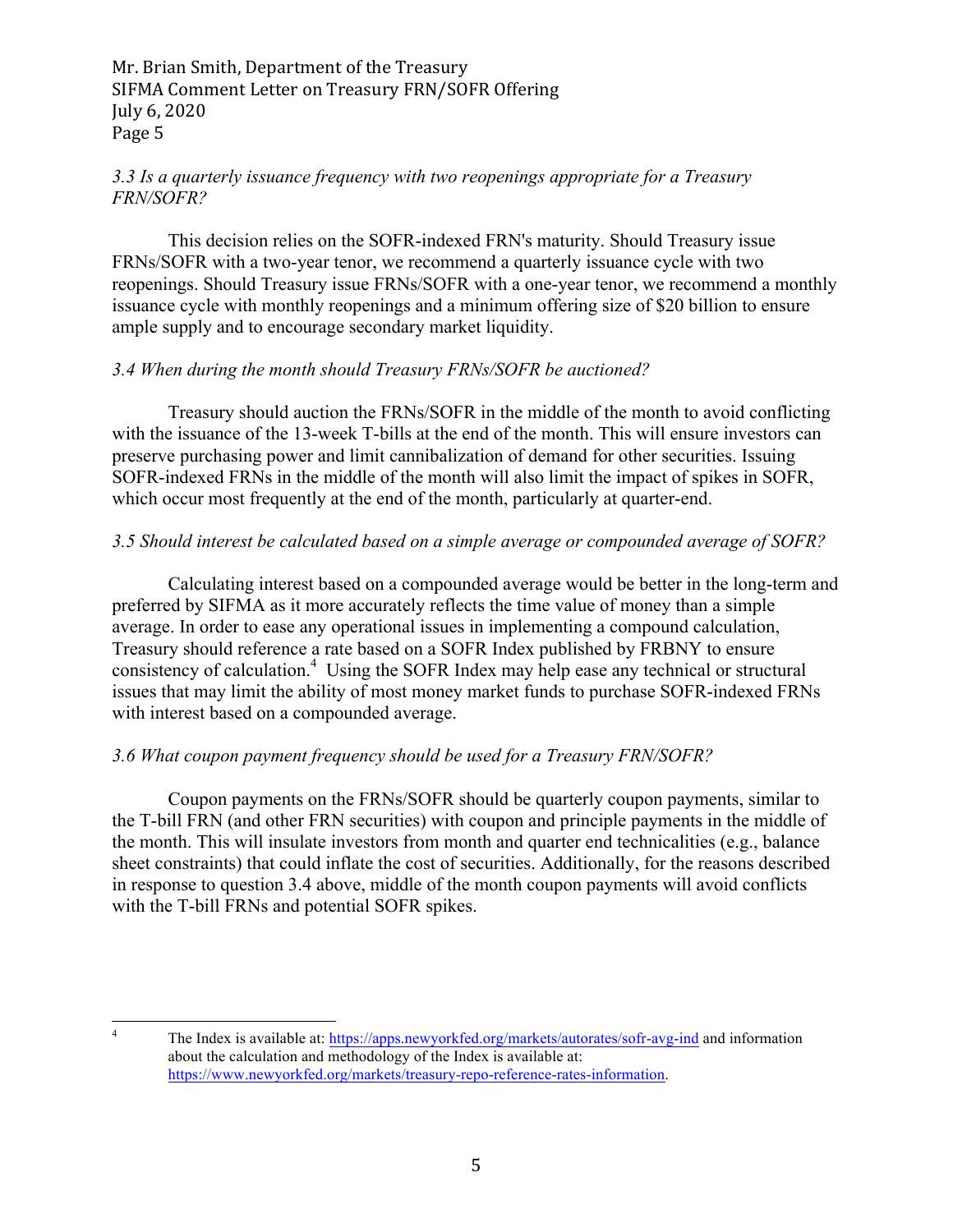*3.3 Is a quarterly issuance frequency with two reopenings appropriate for a Treasury FRN/SOFR?*

This decision relies on the SOFR-indexed FRN's maturity. Should Treasury issue FRNs/SOFR with a two-year tenor, we recommend a quarterly issuance cycle with two reopenings. Should Treasury issue FRNs/SOFR with a one-year tenor, we recommend a monthly issuance cycle with monthly reopenings and a minimum offering size of $20 billion to ensure ample supply and to encourage secondary market liquidity.

*3.4 When during the month should Treasury FRNs/SOFR be auctioned?*

Treasury should auction the FRNs/SOFR in the middle of the month to avoid conflicting with the issuance of the 13-week T-bills at the end of the month. This will ensure investors can preserve purchasing power and limit cannibalization of demand for other securities. Issuing SOFR-indexed FRNs in the middle of the month will also limit the impact of spikes in SOFR, which occur most frequently at the end of the month, particularly at quarter-end.

*3.5 Should interest be calculated based on a simple average or compounded average of SOFR?*

Calculating interest based on a compounded average would be better in the long-term and preferred by SIFMA as it more accurately reflects the time value of money than a simple average. In order to ease any operational issues in implementing a compound calculation, Treasury should reference a rate based on a SOFR Index published by FRBNY to ensure consistency of calculation.[4] Using the SOFR Index may help ease any technical or structural issues that may limit the ability of most money market funds to purchase SOFR-indexed FRNs with interest based on a compounded average.

*3.6 What coupon payment frequency should be used for a Treasury FRN/SOFR?*

Coupon payments on the FRNs/SOFR should be quarterly coupon payments, similar to the T-bill FRN (and other FRN securities) with coupon and principle payments in the middle of the month. This will insulate investors from month and quarter end technicalities (e.g., balance sheet constraints) that could inflate the cost of securities. Additionally, for the reasons described in response to question 3.4 above, middle of the month coupon payments will avoid conflicts with the T-bill FRNs and potential SOFR spikes.

---

[4] The Index is available at: https://apps.newyorkfed.org/markets/autorates/sofr-avg-ind and information about the calculation and methodology of the Index is available at: https://www.newyorkfed.org/markets/treasury-repo-reference-rates-information.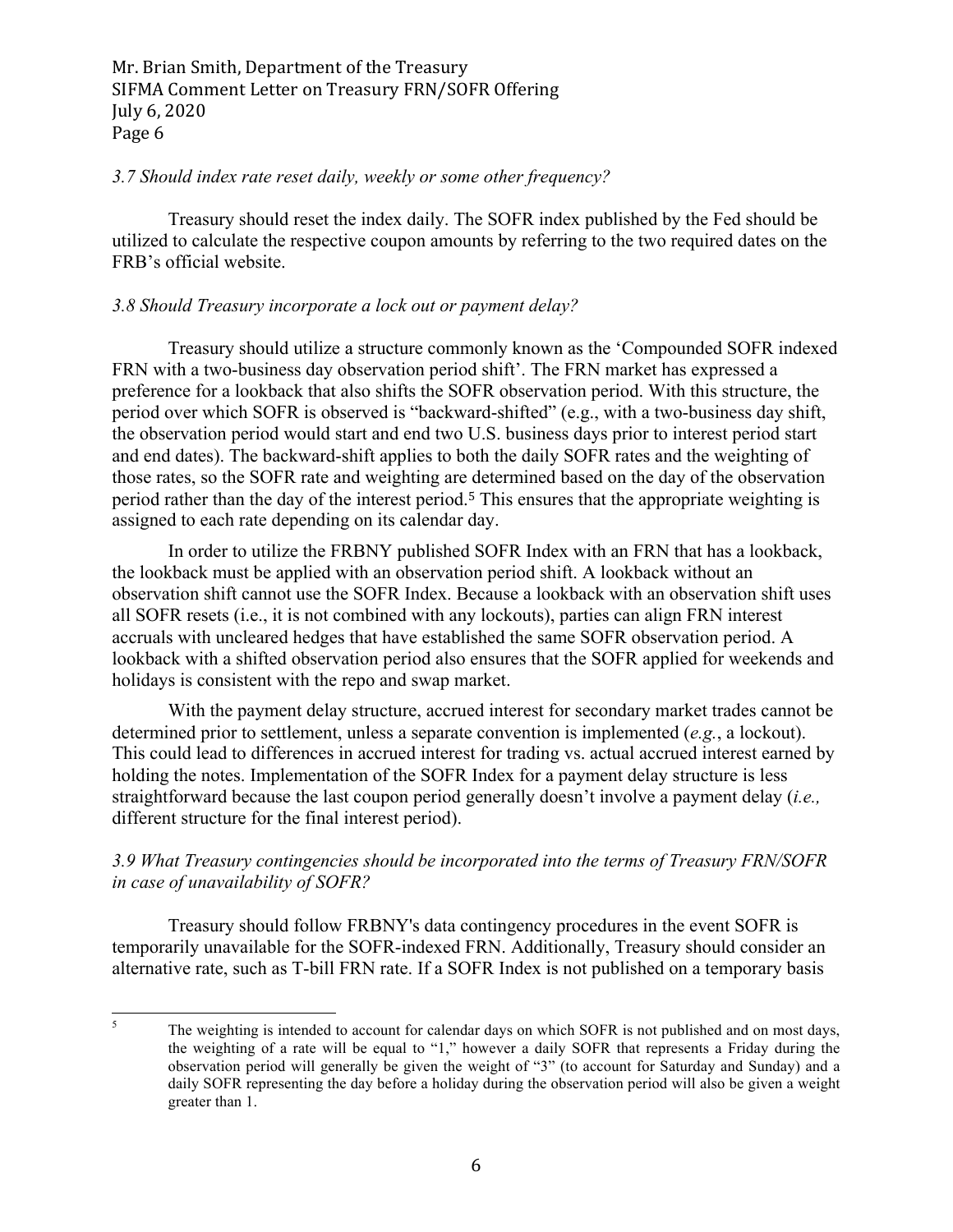*3.7 Should index rate reset daily, weekly or some other frequency?*

Treasury should reset the index daily. The SOFR index published by the Fed should be utilized to calculate the respective coupon amounts by referring to the two required dates on the FRB's official website.

*3.8 Should Treasury incorporate a lock out or payment delay?*

Treasury should utilize a structure commonly known as the 'Compounded SOFR indexed FRN with a two-business day observation period shift'. The FRN market has expressed a preference for a lookback that also shifts the SOFR observation period. With this structure, the period over which SOFR is observed is "backward-shifted" (e.g., with a two-business day shift, the observation period would start and end two U.S. business days prior to interest period start and end dates). The backward-shift applies to both the daily SOFR rates and the weighting of those rates, so the SOFR rate and weighting are determined based on the day of the observation period rather than the day of the interest period.[5] This ensures that the appropriate weighting is assigned to each rate depending on its calendar day.

In order to utilize the FRBNY published SOFR Index with an FRN that has a lookback, the lookback must be applied with an observation period shift. A lookback without an observation shift cannot use the SOFR Index. Because a lookback with an observation shift uses all SOFR resets (i.e., it is not combined with any lockouts), parties can align FRN interest accruals with uncleared hedges that have established the same SOFR observation period. A lookback with a shifted observation period also ensures that the SOFR applied for weekends and holidays is consistent with the repo and swap market.

With the payment delay structure, accrued interest for secondary market trades cannot be determined prior to settlement, unless a separate convention is implemented (*e.g.*, a lockout). This could lead to differences in accrued interest for trading vs. actual accrued interest earned by holding the notes. Implementation of the SOFR Index for a payment delay structure is less straightforward because the last coupon period generally doesn't involve a payment delay (*i.e.,* different structure for the final interest period).

*3.9 What Treasury contingencies should be incorporated into the terms of Treasury FRN/SOFR in case of unavailability of SOFR?*

Treasury should follow FRBNY's data contingency procedures in the event SOFR is temporarily unavailable for the SOFR-indexed FRN. Additionally, Treasury should consider an alternative rate, such as T-bill FRN rate. If a SOFR Index is not published on a temporary basis

---

[5] The weighting is intended to account for calendar days on which SOFR is not published and on most days, the weighting of a rate will be equal to "1," however a daily SOFR that represents a Friday during the observation period will generally be given the weight of "3" (to account for Saturday and Sunday) and a daily SOFR representing the day before a holiday during the observation period will also be given a weight greater than 1.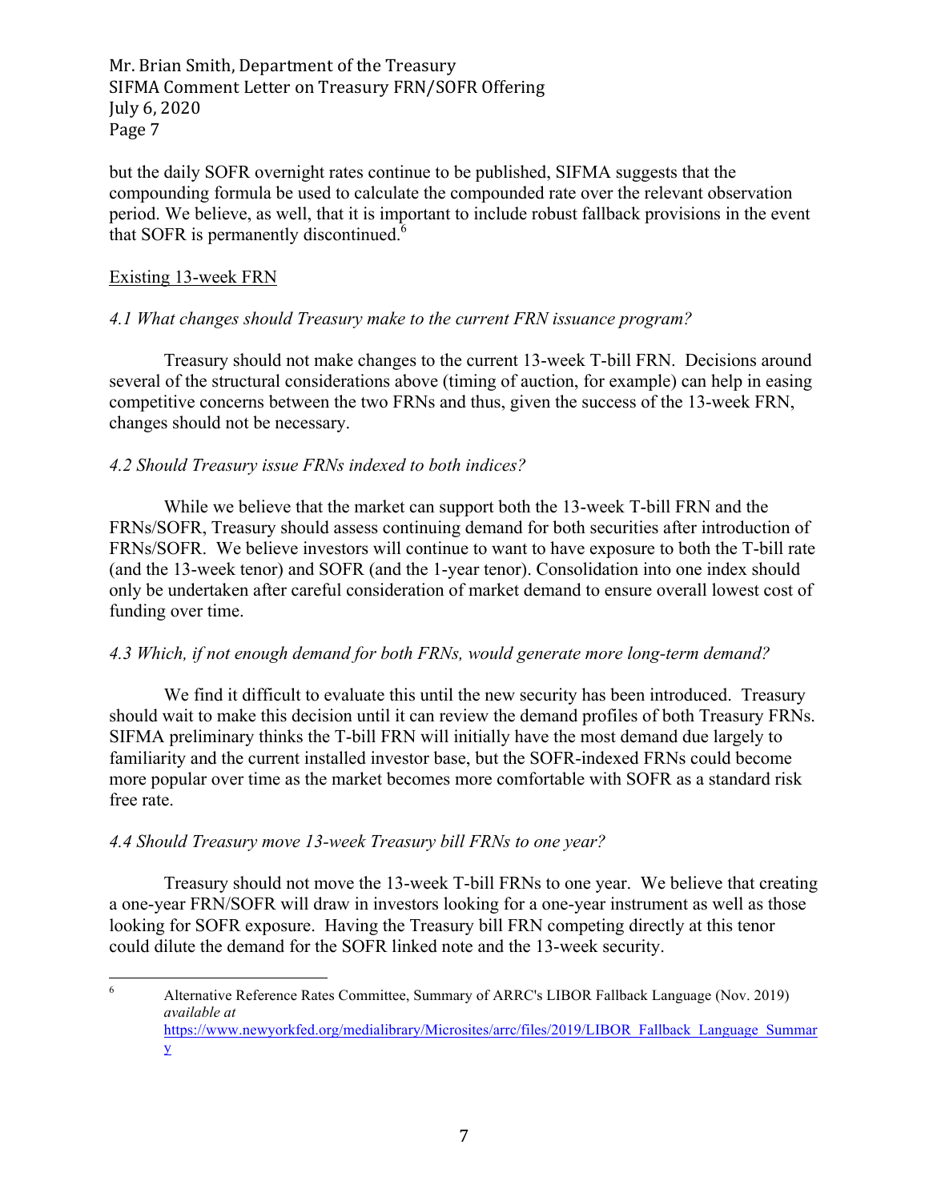but the daily SOFR overnight rates continue to be published, SIFMA suggests that the compounding formula be used to calculate the compounded rate over the relevant observation period. We believe, as well, that it is important to include robust fallback provisions in the event that SOFR is permanently discontinued.[6]

Existing 13-week FRN

*4.1 What changes should Treasury make to the current FRN issuance program?*

Treasury should not make changes to the current 13-week T-bill FRN. Decisions around several of the structural considerations above (timing of auction, for example) can help in easing competitive concerns between the two FRNs and thus, given the success of the 13-week FRN, changes should not be necessary.

*4.2 Should Treasury issue FRNs indexed to both indices?*

While we believe that the market can support both the 13-week T-bill FRN and the FRNs/SOFR, Treasury should assess continuing demand for both securities after introduction of FRNs/SOFR. We believe investors will continue to want to have exposure to both the T-bill rate (and the 13-week tenor) and SOFR (and the 1-year tenor). Consolidation into one index should only be undertaken after careful consideration of market demand to ensure overall lowest cost of funding over time.

*4.3 Which, if not enough demand for both FRNs, would generate more long-term demand?*

We find it difficult to evaluate this until the new security has been introduced. Treasury should wait to make this decision until it can review the demand profiles of both Treasury FRNs. SIFMA preliminary thinks the T-bill FRN will initially have the most demand due largely to familiarity and the current installed investor base, but the SOFR-indexed FRNs could become more popular over time as the market becomes more comfortable with SOFR as a standard risk free rate.

*4.4 Should Treasury move 13-week Treasury bill FRNs to one year?*

Treasury should not move the 13-week T-bill FRNs to one year. We believe that creating a one-year FRN/SOFR will draw in investors looking for a one-year instrument as well as those looking for SOFR exposure. Having the Treasury bill FRN competing directly at this tenor could dilute the demand for the SOFR linked note and the 13-week security.

---

[6] Alternative Reference Rates Committee, Summary of ARRC's LIBOR Fallback Language (Nov. 2019) *available at* https://www.newyorkfed.org/medialibrary/Microsites/arrc/files/2019/LIBOR_Fallback_Language_Summary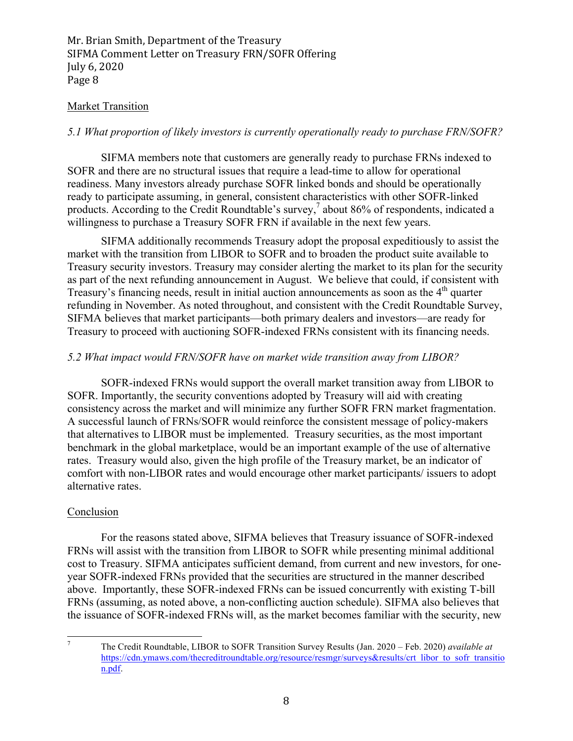Market Transition

*5.1 What proportion of likely investors is currently operationally ready to purchase FRN/SOFR?*

SIFMA members note that customers are generally ready to purchase FRNs indexed to SOFR and there are no structural issues that require a lead-time to allow for operational readiness. Many investors already purchase SOFR linked bonds and should be operationally ready to participate assuming, in general, consistent characteristics with other SOFR-linked products. According to the Credit Roundtable's survey,[7] about 86% of respondents, indicated a willingness to purchase a Treasury SOFR FRN if available in the next few years.

SIFMA additionally recommends Treasury adopt the proposal expeditiously to assist the market with the transition from LIBOR to SOFR and to broaden the product suite available to Treasury security investors. Treasury may consider alerting the market to its plan for the security as part of the next refunding announcement in August. We believe that could, if consistent with Treasury's financing needs, result in initial auction announcements as soon as the 4th quarter refunding in November. As noted throughout, and consistent with the Credit Roundtable Survey, SIFMA believes that market participants—both primary dealers and investors—are ready for Treasury to proceed with auctioning SOFR-indexed FRNs consistent with its financing needs.

*5.2 What impact would FRN/SOFR have on market wide transition away from LIBOR?*

SOFR-indexed FRNs would support the overall market transition away from LIBOR to SOFR. Importantly, the security conventions adopted by Treasury will aid with creating consistency across the market and will minimize any further SOFR FRN market fragmentation. A successful launch of FRNs/SOFR would reinforce the consistent message of policy-makers that alternatives to LIBOR must be implemented. Treasury securities, as the most important benchmark in the global marketplace, would be an important example of the use of alternative rates. Treasury would also, given the high profile of the Treasury market, be an indicator of comfort with non-LIBOR rates and would encourage other market participants/ issuers to adopt alternative rates.

Conclusion

For the reasons stated above, SIFMA believes that Treasury issuance of SOFR-indexed FRNs will assist with the transition from LIBOR to SOFR while presenting minimal additional cost to Treasury. SIFMA anticipates sufficient demand, from current and new investors, for one-year SOFR-indexed FRNs provided that the securities are structured in the manner described above. Importantly, these SOFR-indexed FRNs can be issued concurrently with existing T-bill FRNs (assuming, as noted above, a non-conflicting auction schedule). SIFMA also believes that the issuance of SOFR-indexed FRNs will, as the market becomes familiar with the security, new

[7] The Credit Roundtable, LIBOR to SOFR Transition Survey Results (Jan. 2020 – Feb. 2020) *available at* https://cdn.ymaws.com/thecreditroundtable.org/resource/resmgr/surveys&results/crt_libor_to_sofr_transition.pdf.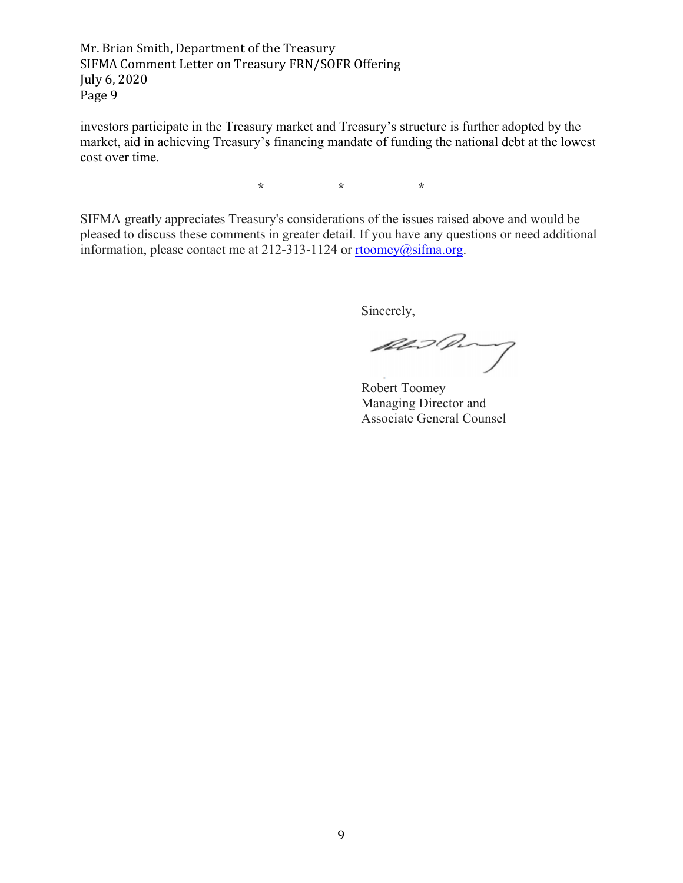investors participate in the Treasury market and Treasury's structure is further adopted by the market, aid in achieving Treasury's financing mandate of funding the national debt at the lowest cost over time.

\*          \*          \*

SIFMA greatly appreciates Treasury's considerations of the issues raised above and would be pleased to discuss these comments in greater detail. If you have any questions or need additional information, please contact me at 212-313-1124 or rtoomey@sifma.org.

Sincerely,

Robert Toomey
Managing Director and
Associate General Counsel